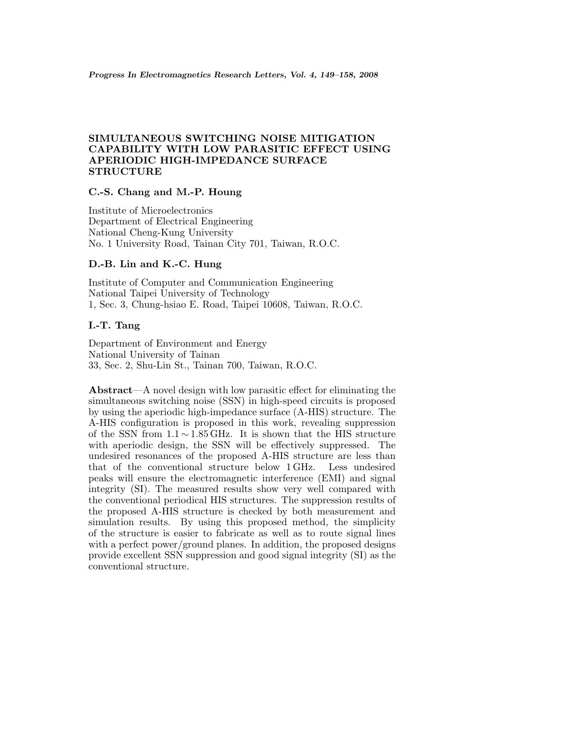# SIMULTANEOUS SWITCHING NOISE MITIGATION CAPABILITY WITH LOW PARASITIC EFFECT USING APERIODIC HIGH-IMPEDANCE SURFACE STRUCTURE

**C.-S. Chang and M.-P. Houng**

Institute of Microelectronics
Department of Electrical Engineering
National Cheng-Kung University
No. 1 University Road, Tainan City 701, Taiwan, R.O.C.

**D.-B. Lin and K.-C. Hung**

Institute of Computer and Communication Engineering
National Taipei University of Technology
1, Sec. 3, Chung-hsiao E. Road, Taipei 10608, Taiwan, R.O.C.

**I.-T. Tang**

Department of Environment and Energy
National University of Tainan
33, Sec. 2, Shu-Lin St., Tainan 700, Taiwan, R.O.C.

**Abstract**—A novel design with low parasitic effect for eliminating the simultaneous switching noise (SSN) in high-speed circuits is proposed by using the aperiodic high-impedance surface (A-HIS) structure. The A-HIS configuration is proposed in this work, revealing suppression of the SSN from $1.1 \sim 1.85$ GHz. It is shown that the HIS structure with aperiodic design, the SSN will be effectively suppressed. The undesired resonances of the proposed A-HIS structure are less than that of the conventional structure below 1 GHz. Less undesired peaks will ensure the electromagnetic interference (EMI) and signal integrity (SI). The measured results show very well compared with the conventional periodical HIS structures. The suppression results of the proposed A-HIS structure is checked by both measurement and simulation results. By using this proposed method, the simplicity of the structure is easier to fabricate as well as to route signal lines with a perfect power/ground planes. In addition, the proposed designs provide excellent SSN suppression and good signal integrity (SI) as the conventional structure.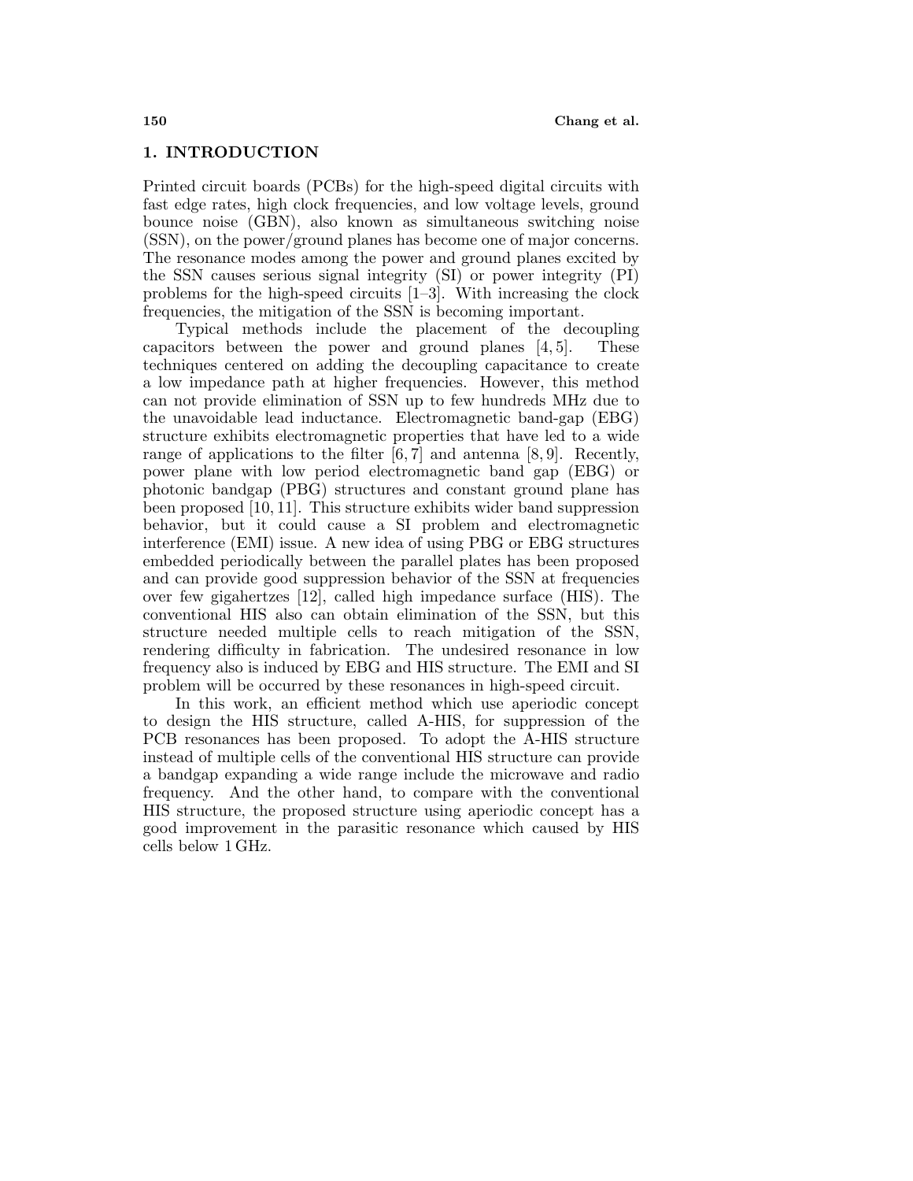## 1. INTRODUCTION

Printed circuit boards (PCBs) for the high-speed digital circuits with fast edge rates, high clock frequencies, and low voltage levels, ground bounce noise (GBN), also known as simultaneous switching noise (SSN), on the power/ground planes has become one of major concerns. The resonance modes among the power and ground planes excited by the SSN causes serious signal integrity (SI) or power integrity (PI) problems for the high-speed circuits [1–3]. With increasing the clock frequencies, the mitigation of the SSN is becoming important.

Typical methods include the placement of the decoupling capacitors between the power and ground planes [4, 5]. These techniques centered on adding the decoupling capacitance to create a low impedance path at higher frequencies. However, this method can not provide elimination of SSN up to few hundreds MHz due to the unavoidable lead inductance. Electromagnetic band-gap (EBG) structure exhibits electromagnetic properties that have led to a wide range of applications to the filter [6, 7] and antenna [8, 9]. Recently, power plane with low period electromagnetic band gap (EBG) or photonic bandgap (PBG) structures and constant ground plane has been proposed [10, 11]. This structure exhibits wider band suppression behavior, but it could cause a SI problem and electromagnetic interference (EMI) issue. A new idea of using PBG or EBG structures embedded periodically between the parallel plates has been proposed and can provide good suppression behavior of the SSN at frequencies over few gigahertzes [12], called high impedance surface (HIS). The conventional HIS also can obtain elimination of the SSN, but this structure needed multiple cells to reach mitigation of the SSN, rendering difficulty in fabrication. The undesired resonance in low frequency also is induced by EBG and HIS structure. The EMI and SI problem will be occurred by these resonances in high-speed circuit.

In this work, an efficient method which use aperiodic concept to design the HIS structure, called A-HIS, for suppression of the PCB resonances has been proposed. To adopt the A-HIS structure instead of multiple cells of the conventional HIS structure can provide a bandgap expanding a wide range include the microwave and radio frequency. And the other hand, to compare with the conventional HIS structure, the proposed structure using aperiodic concept has a good improvement in the parasitic resonance which caused by HIS cells below 1 GHz.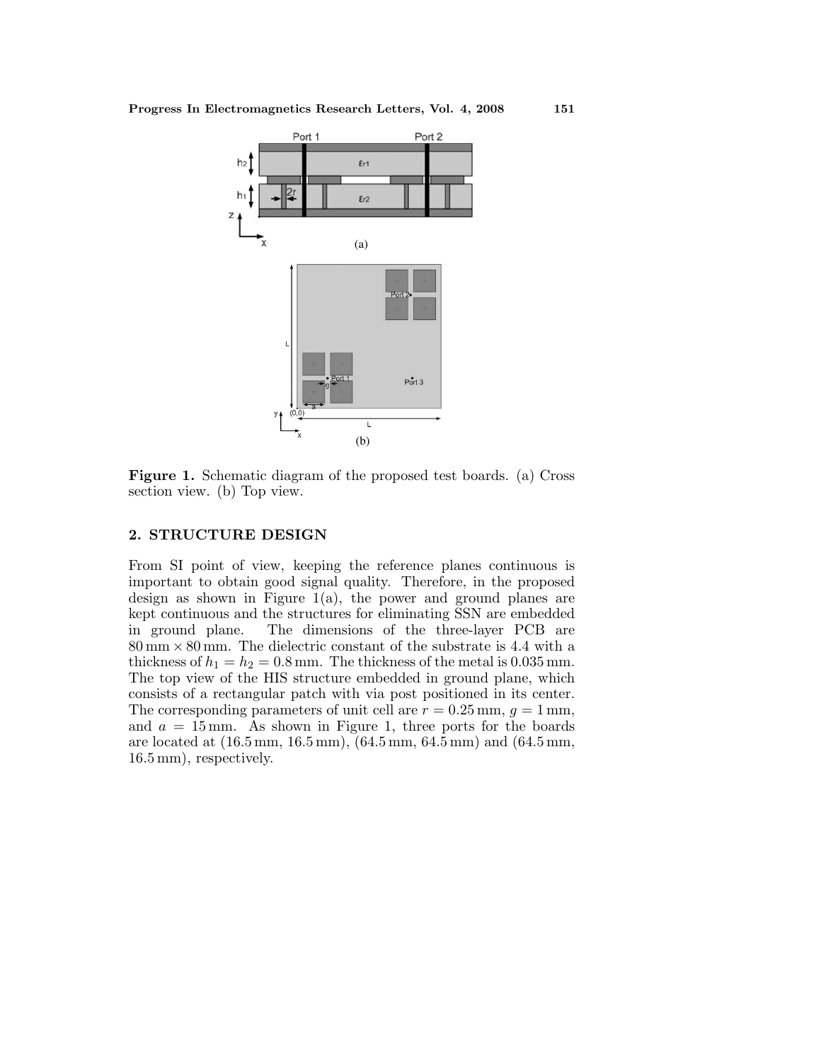Figure 1. Schematic diagram of the proposed test boards. (a) Cross section view. (b) Top view.

## 2. STRUCTURE DESIGN

From SI point of view, keeping the reference planes continuous is important to obtain good signal quality. Therefore, in the proposed design as shown in Figure 1(a), the power and ground planes are kept continuous and the structures for eliminating SSN are embedded in ground plane. The dimensions of the three-layer PCB are 80 mm × 80 mm. The dielectric constant of the substrate is 4.4 with a thickness of $h_1 = h_2 = 0.8$ mm. The thickness of the metal is 0.035 mm. The top view of the HIS structure embedded in ground plane, which consists of a rectangular patch with via post positioned in its center. The corresponding parameters of unit cell are $r = 0.25$ mm, $g = 1$ mm, and $a = 15$ mm. As shown in Figure 1, three ports for the boards are located at (16.5 mm, 16.5 mm), (64.5 mm, 64.5 mm) and (64.5 mm, 16.5 mm), respectively.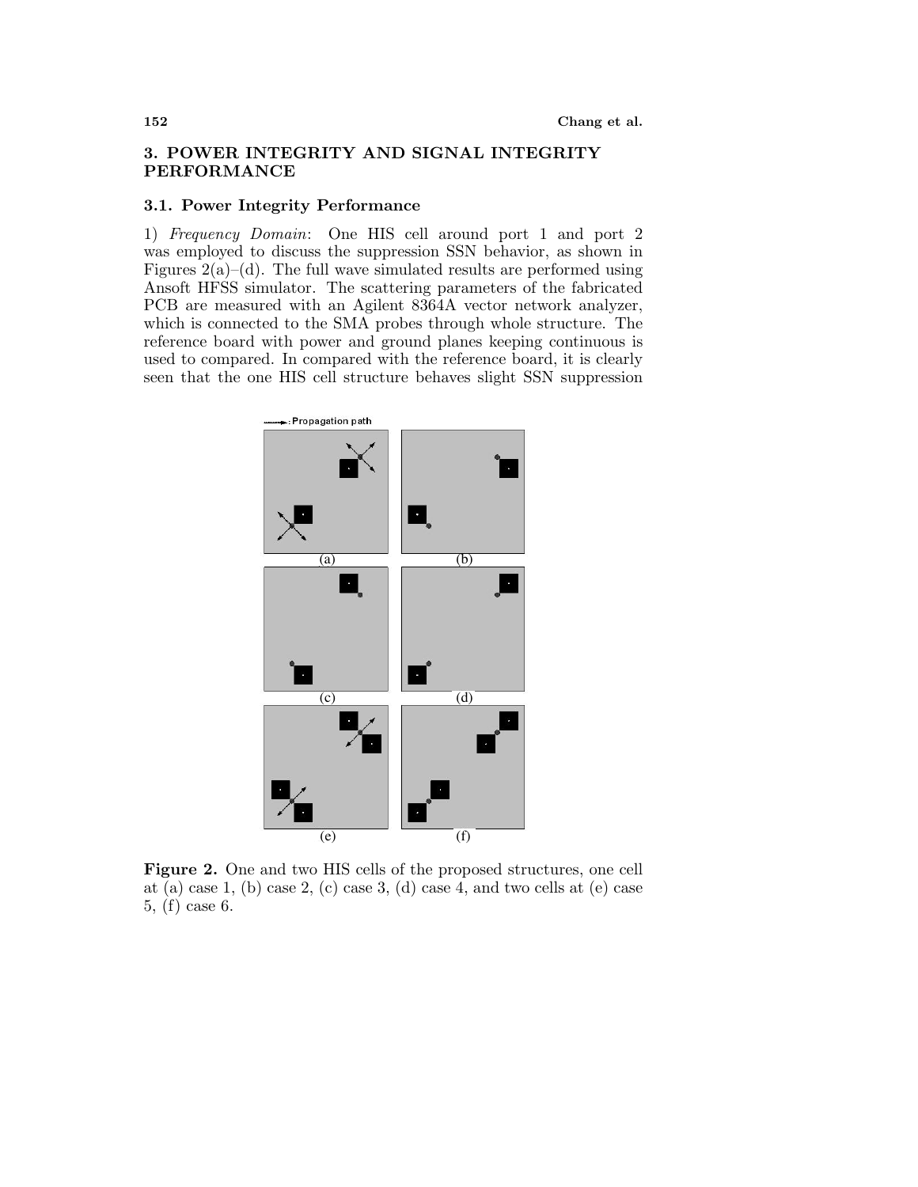## 3. POWER INTEGRITY AND SIGNAL INTEGRITY PERFORMANCE

### 3.1. Power Integrity Performance

1) *Frequency Domain*: One HIS cell around port 1 and port 2 was employed to discuss the suppression SSN behavior, as shown in Figures 2(a)–(d). The full wave simulated results are performed using Ansoft HFSS simulator. The scattering parameters of the fabricated PCB are measured with an Agilent 8364A vector network analyzer, which is connected to the SMA probes through whole structure. The reference board with power and ground planes keeping continuous is used to compared. In compared with the reference board, it is clearly seen that the one HIS cell structure behaves slight SSN suppression

**Figure 2.** One and two HIS cells of the proposed structures, one cell at (a) case 1, (b) case 2, (c) case 3, (d) case 4, and two cells at (e) case 5, (f) case 6.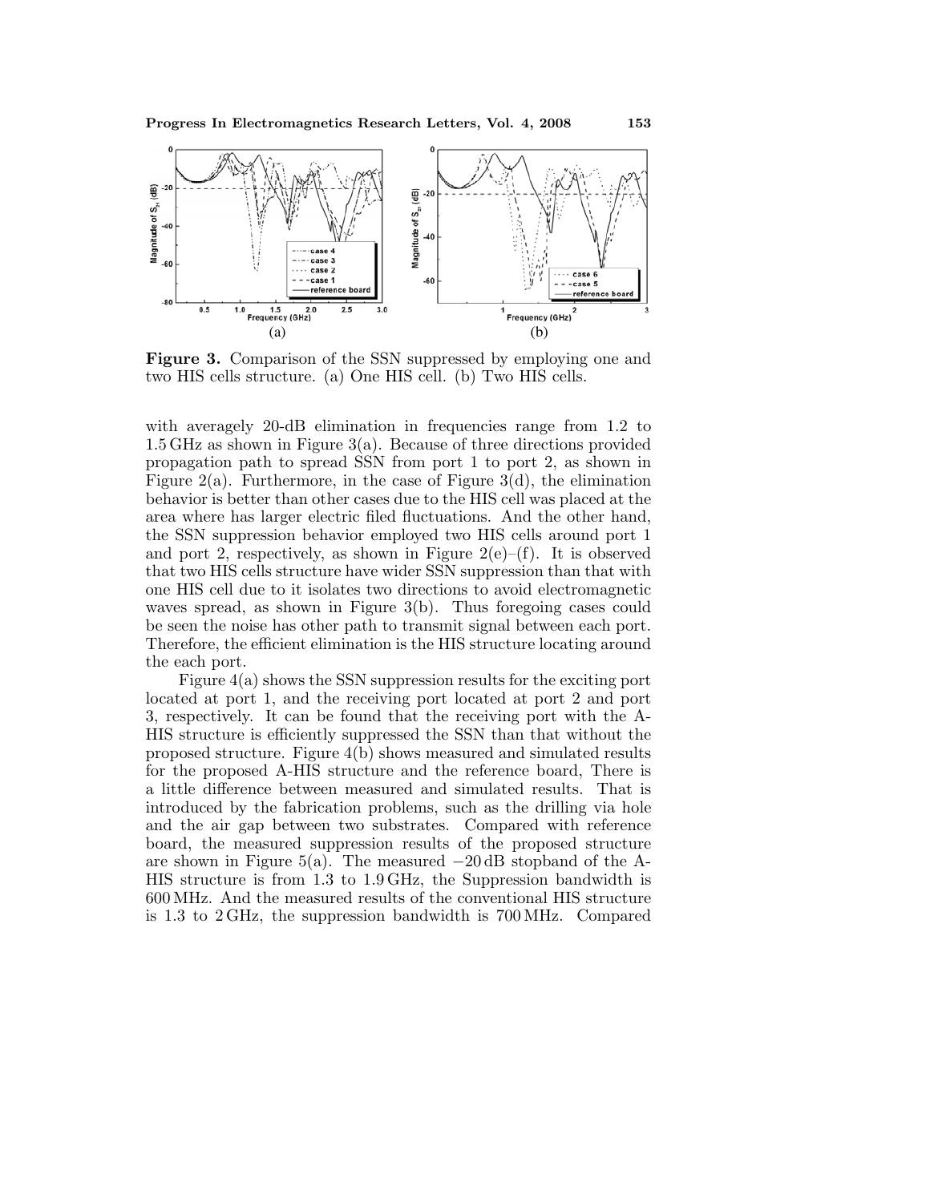**Figure 3.** Comparison of the SSN suppressed by employing one and two HIS cells structure. (a) One HIS cell. (b) Two HIS cells.

with averagely 20-dB elimination in frequencies range from 1.2 to 1.5 GHz as shown in Figure 3(a). Because of three directions provided propagation path to spread SSN from port 1 to port 2, as shown in Figure 2(a). Furthermore, in the case of Figure 3(d), the elimination behavior is better than other cases due to the HIS cell was placed at the area where has larger electric filed fluctuations. And the other hand, the SSN suppression behavior employed two HIS cells around port 1 and port 2, respectively, as shown in Figure 2(e)–(f). It is observed that two HIS cells structure have wider SSN suppression than that with one HIS cell due to it isolates two directions to avoid electromagnetic waves spread, as shown in Figure 3(b). Thus foregoing cases could be seen the noise has other path to transmit signal between each port. Therefore, the efficient elimination is the HIS structure locating around the each port.

Figure 4(a) shows the SSN suppression results for the exciting port located at port 1, and the receiving port located at port 2 and port 3, respectively. It can be found that the receiving port with the A-HIS structure is efficiently suppressed the SSN than that without the proposed structure. Figure 4(b) shows measured and simulated results for the proposed A-HIS structure and the reference board, There is a little difference between measured and simulated results. That is introduced by the fabrication problems, such as the drilling via hole and the air gap between two substrates. Compared with reference board, the measured suppression results of the proposed structure are shown in Figure 5(a). The measured −20 dB stopband of the A-HIS structure is from 1.3 to 1.9 GHz, the Suppression bandwidth is 600 MHz. And the measured results of the conventional HIS structure is 1.3 to 2 GHz, the suppression bandwidth is 700 MHz. Compared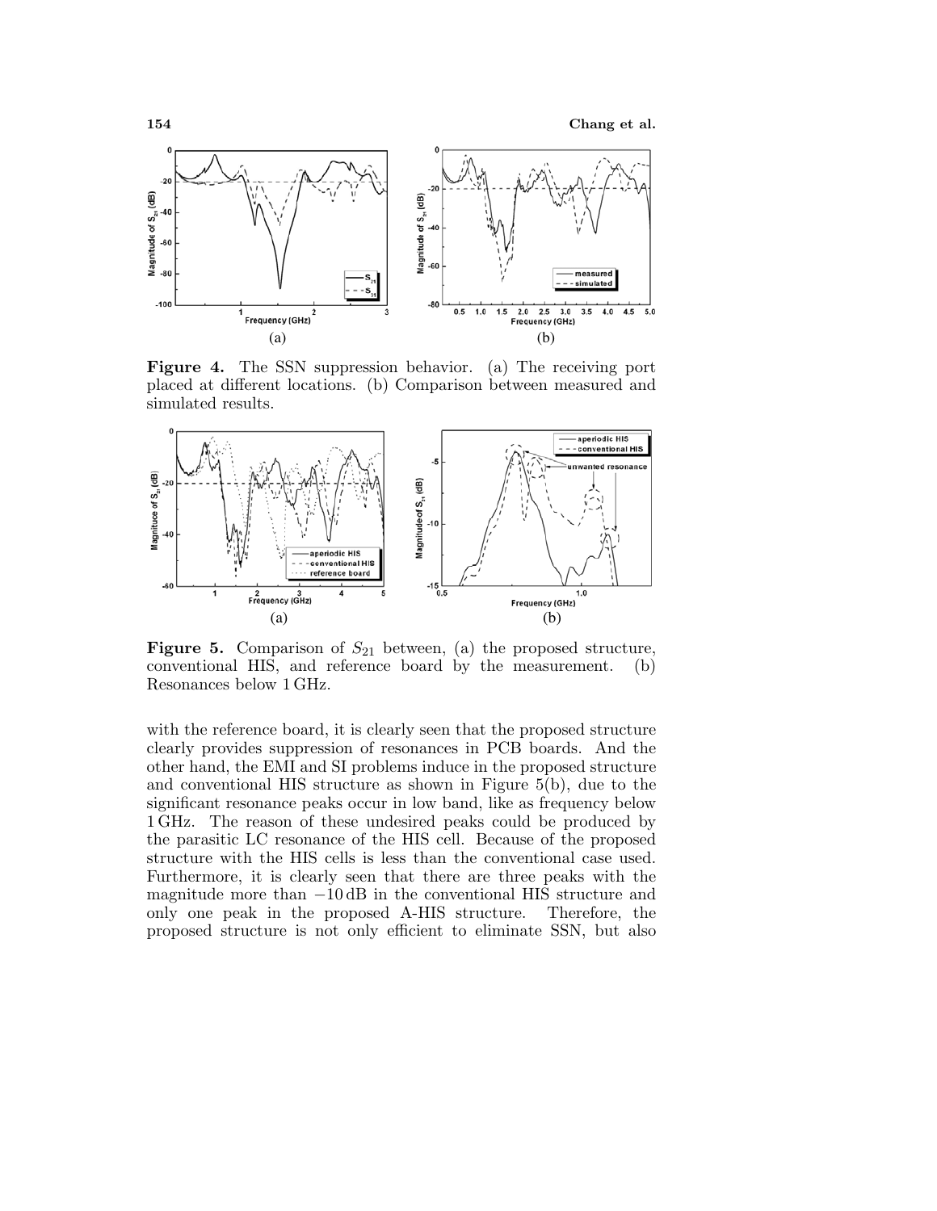**Figure 4.** The SSN suppression behavior. (a) The receiving port placed at different locations. (b) Comparison between measured and simulated results.

**Figure 5.** Comparison of $S_{21}$ between, (a) the proposed structure, conventional HIS, and reference board by the measurement. (b) Resonances below 1 GHz.

with the reference board, it is clearly seen that the proposed structure clearly provides suppression of resonances in PCB boards. And the other hand, the EMI and SI problems induce in the proposed structure and conventional HIS structure as shown in Figure 5(b), due to the significant resonance peaks occur in low band, like as frequency below 1 GHz. The reason of these undesired peaks could be produced by the parasitic LC resonance of the HIS cell. Because of the proposed structure with the HIS cells is less than the conventional case used. Furthermore, it is clearly seen that there are three peaks with the magnitude more than $-10$ dB in the conventional HIS structure and only one peak in the proposed A-HIS structure. Therefore, the proposed structure is not only efficient to eliminate SSN, but also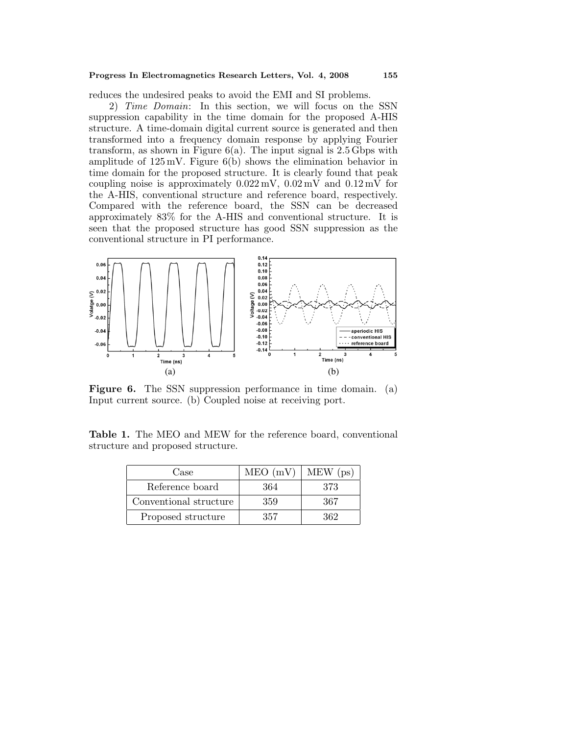reduces the undesired peaks to avoid the EMI and SI problems.

2) *Time Domain*: In this section, we will focus on the SSN suppression capability in the time domain for the proposed A-HIS structure. A time-domain digital current source is generated and then transformed into a frequency domain response by applying Fourier transform, as shown in Figure 6(a). The input signal is 2.5 Gbps with amplitude of 125 mV. Figure 6(b) shows the elimination behavior in time domain for the proposed structure. It is clearly found that peak coupling noise is approximately 0.022 mV, 0.02 mV and 0.12 mV for the A-HIS, conventional structure and reference board, respectively. Compared with the reference board, the SSN can be decreased approximately 83% for the A-HIS and conventional structure. It is seen that the proposed structure has good SSN suppression as the conventional structure in PI performance.

**Figure 6.** The SSN suppression performance in time domain. (a) Input current source. (b) Coupled noise at receiving port.

**Table 1.** The MEO and MEW for the reference board, conventional structure and proposed structure.

| Case | MEO (mV) | MEW (ps) |
| --- | --- | --- |
| Reference board | 364 | 373 |
| Conventional structure | 359 | 367 |
| Proposed structure | 357 | 362 |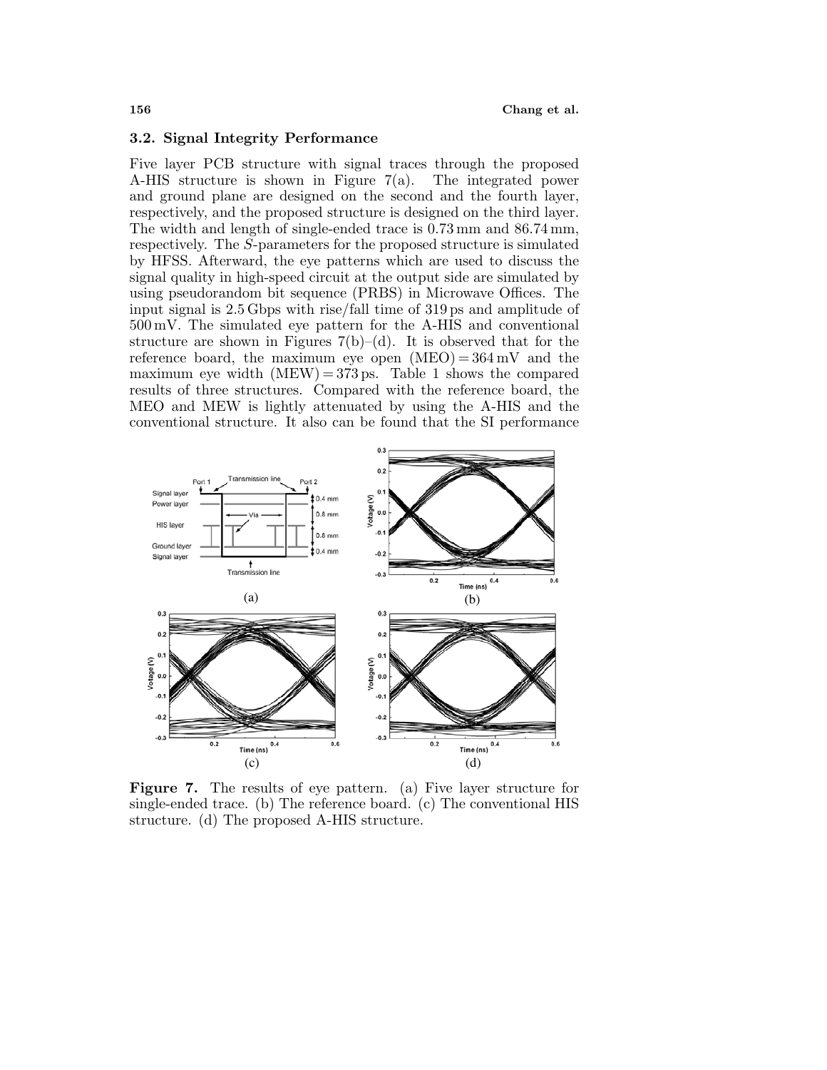## 3.2. Signal Integrity Performance

Five layer PCB structure with signal traces through the proposed A-HIS structure is shown in Figure 7(a). The integrated power and ground plane are designed on the second and the fourth layer, respectively, and the proposed structure is designed on the third layer. The width and length of single-ended trace is 0.73 mm and 86.74 mm, respectively. The $S$-parameters for the proposed structure is simulated by HFSS. Afterward, the eye patterns which are used to discuss the signal quality in high-speed circuit at the output side are simulated by using pseudorandom bit sequence (PRBS) in Microwave Offices. The input signal is 2.5 Gbps with rise/fall time of 319 ps and amplitude of 500 mV. The simulated eye pattern for the A-HIS and conventional structure are shown in Figures 7(b)–(d). It is observed that for the reference board, the maximum eye open (MEO) = 364 mV and the maximum eye width (MEW) = 373 ps. Table 1 shows the compared results of three structures. Compared with the reference board, the MEO and MEW is lightly attenuated by using the A-HIS and the conventional structure. It also can be found that the SI performance

**Figure 7.** The results of eye pattern. (a) Five layer structure for single-ended trace. (b) The reference board. (c) The conventional HIS structure. (d) The proposed A-HIS structure.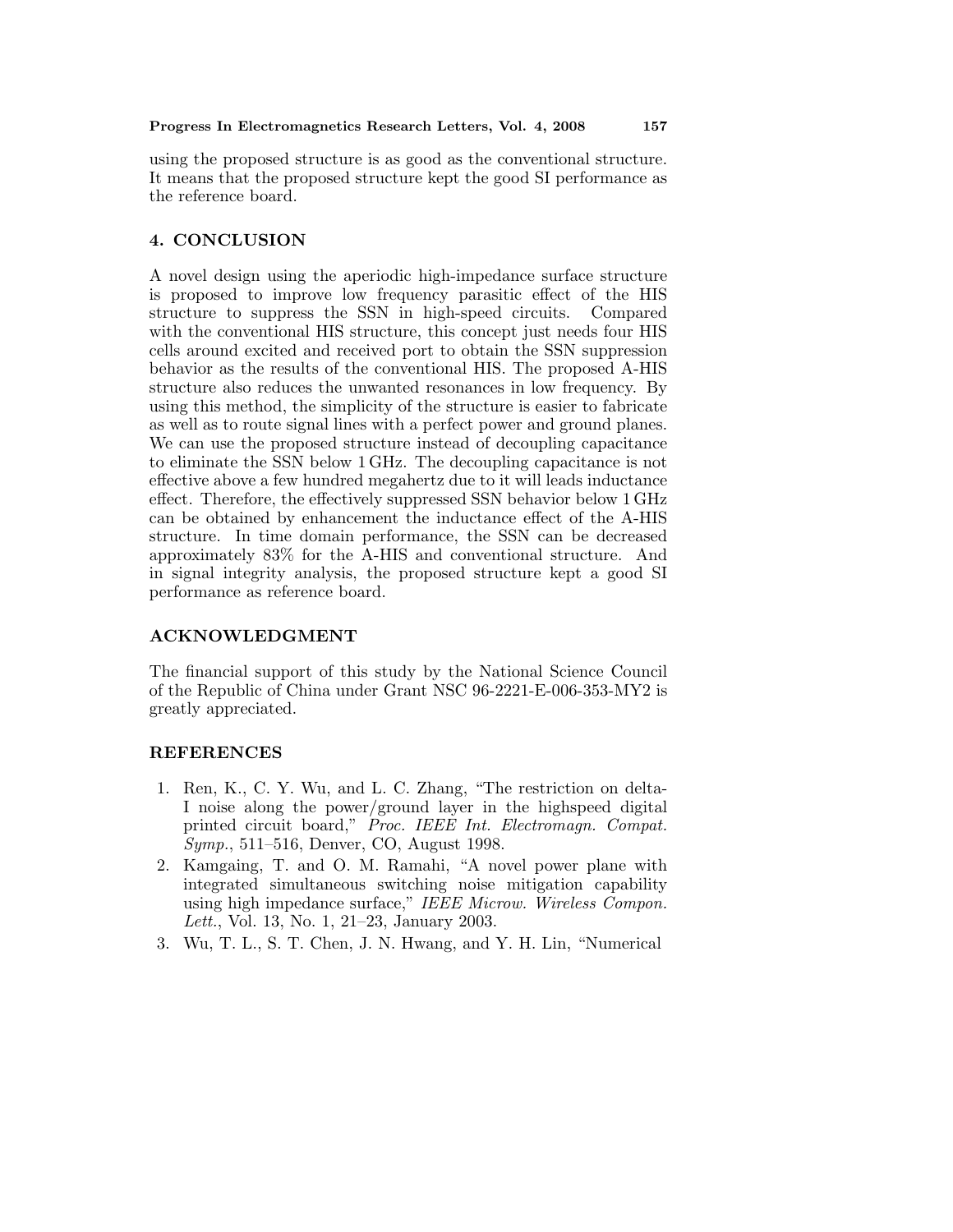using the proposed structure is as good as the conventional structure. It means that the proposed structure kept the good SI performance as the reference board.

## 4. CONCLUSION

A novel design using the aperiodic high-impedance surface structure is proposed to improve low frequency parasitic effect of the HIS structure to suppress the SSN in high-speed circuits. Compared with the conventional HIS structure, this concept just needs four HIS cells around excited and received port to obtain the SSN suppression behavior as the results of the conventional HIS. The proposed A-HIS structure also reduces the unwanted resonances in low frequency. By using this method, the simplicity of the structure is easier to fabricate as well as to route signal lines with a perfect power and ground planes. We can use the proposed structure instead of decoupling capacitance to eliminate the SSN below 1 GHz. The decoupling capacitance is not effective above a few hundred megahertz due to it will leads inductance effect. Therefore, the effectively suppressed SSN behavior below 1 GHz can be obtained by enhancement the inductance effect of the A-HIS structure. In time domain performance, the SSN can be decreased approximately 83% for the A-HIS and conventional structure. And in signal integrity analysis, the proposed structure kept a good SI performance as reference board.

## ACKNOWLEDGMENT

The financial support of this study by the National Science Council of the Republic of China under Grant NSC 96-2221-E-006-353-MY2 is greatly appreciated.

## REFERENCES

1. Ren, K., C. Y. Wu, and L. C. Zhang, "The restriction on delta-I noise along the power/ground layer in the highspeed digital printed circuit board," *Proc. IEEE Int. Electromagn. Compat. Symp.*, 511–516, Denver, CO, August 1998.
2. Kamgaing, T. and O. M. Ramahi, "A novel power plane with integrated simultaneous switching noise mitigation capability using high impedance surface," *IEEE Microw. Wireless Compon. Lett.*, Vol. 13, No. 1, 21–23, January 2003.
3. Wu, T. L., S. T. Chen, J. N. Hwang, and Y. H. Lin, "Numerical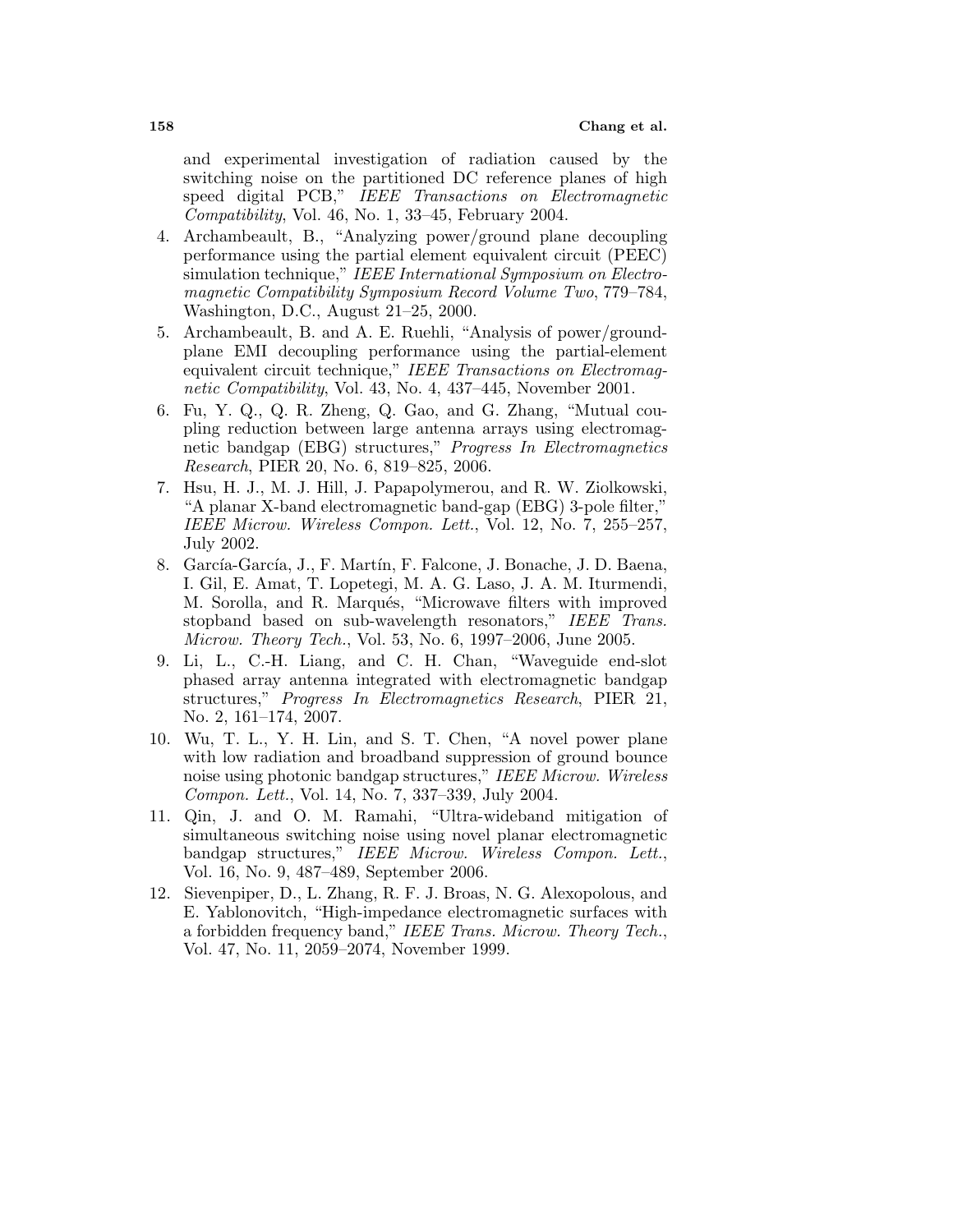and experimental investigation of radiation caused by the switching noise on the partitioned DC reference planes of high speed digital PCB," *IEEE Transactions on Electromagnetic Compatibility*, Vol. 46, No. 1, 33–45, February 2004.

4. Archambeault, B., "Analyzing power/ground plane decoupling performance using the partial element equivalent circuit (PEEC) simulation technique," *IEEE International Symposium on Electromagnetic Compatibility Symposium Record Volume Two*, 779–784, Washington, D.C., August 21–25, 2000.
5. Archambeault, B. and A. E. Ruehli, "Analysis of power/ground-plane EMI decoupling performance using the partial-element equivalent circuit technique," *IEEE Transactions on Electromagnetic Compatibility*, Vol. 43, No. 4, 437–445, November 2001.
6. Fu, Y. Q., Q. R. Zheng, Q. Gao, and G. Zhang, "Mutual coupling reduction between large antenna arrays using electromagnetic bandgap (EBG) structures," *Progress In Electromagnetics Research*, PIER 20, No. 6, 819–825, 2006.
7. Hsu, H. J., M. J. Hill, J. Papapolymerou, and R. W. Ziolkowski, "A planar X-band electromagnetic band-gap (EBG) 3-pole filter," *IEEE Microw. Wireless Compon. Lett.*, Vol. 12, No. 7, 255–257, July 2002.
8. García-García, J., F. Martín, F. Falcone, J. Bonache, J. D. Baena, I. Gil, E. Amat, T. Lopetegi, M. A. G. Laso, J. A. M. Iturmendi, M. Sorolla, and R. Marqués, "Microwave filters with improved stopband based on sub-wavelength resonators," *IEEE Trans. Microw. Theory Tech.*, Vol. 53, No. 6, 1997–2006, June 2005.
9. Li, L., C.-H. Liang, and C. H. Chan, "Waveguide end-slot phased array antenna integrated with electromagnetic bandgap structures," *Progress In Electromagnetics Research*, PIER 21, No. 2, 161–174, 2007.
10. Wu, T. L., Y. H. Lin, and S. T. Chen, "A novel power plane with low radiation and broadband suppression of ground bounce noise using photonic bandgap structures," *IEEE Microw. Wireless Compon. Lett.*, Vol. 14, No. 7, 337–339, July 2004.
11. Qin, J. and O. M. Ramahi, "Ultra-wideband mitigation of simultaneous switching noise using novel planar electromagnetic bandgap structures," *IEEE Microw. Wireless Compon. Lett.*, Vol. 16, No. 9, 487–489, September 2006.
12. Sievenpiper, D., L. Zhang, R. F. J. Broas, N. G. Alexopolous, and E. Yablonovitch, "High-impedance electromagnetic surfaces with a forbidden frequency band," *IEEE Trans. Microw. Theory Tech.*, Vol. 47, No. 11, 2059–2074, November 1999.